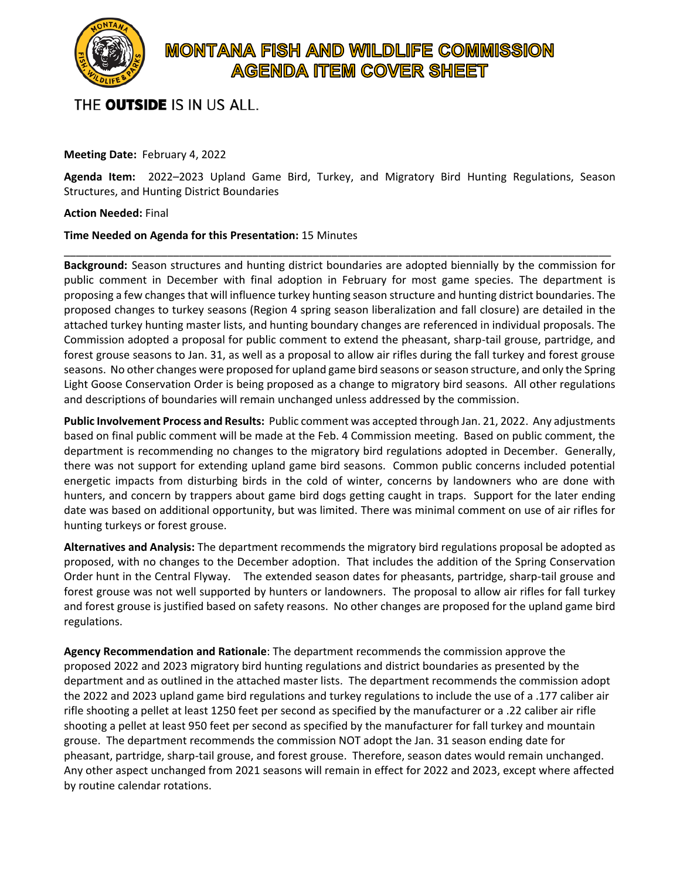# MONTANA FISH AND WILDLIFE COMMISSION AGENDA ITEM COVER SHEET

THE **OUTSIDE** IS IN US ALL.

**Meeting Date:** February 4, 2022

**Agenda Item:** 2022–2023 Upland Game Bird, Turkey, and Migratory Bird Hunting Regulations, Season Structures, and Hunting District Boundaries

**Action Needed:** Final

**Time Needed on Agenda for this Presentation:** 15 Minutes

---

**Background:** Season structures and hunting district boundaries are adopted biennially by the commission for public comment in December with final adoption in February for most game species. The department is proposing a few changes that will influence turkey hunting season structure and hunting district boundaries. The proposed changes to turkey seasons (Region 4 spring season liberalization and fall closure) are detailed in the attached turkey hunting master lists, and hunting boundary changes are referenced in individual proposals. The Commission adopted a proposal for public comment to extend the pheasant, sharp-tail grouse, partridge, and forest grouse seasons to Jan. 31, as well as a proposal to allow air rifles during the fall turkey and forest grouse seasons. No other changes were proposed for upland game bird seasons or season structure, and only the Spring Light Goose Conservation Order is being proposed as a change to migratory bird seasons. All other regulations and descriptions of boundaries will remain unchanged unless addressed by the commission.

**Public Involvement Process and Results:** Public comment was accepted through Jan. 21, 2022. Any adjustments based on final public comment will be made at the Feb. 4 Commission meeting. Based on public comment, the department is recommending no changes to the migratory bird regulations adopted in December. Generally, there was not support for extending upland game bird seasons. Common public concerns included potential energetic impacts from disturbing birds in the cold of winter, concerns by landowners who are done with hunters, and concern by trappers about game bird dogs getting caught in traps. Support for the later ending date was based on additional opportunity, but was limited. There was minimal comment on use of air rifles for hunting turkeys or forest grouse.

**Alternatives and Analysis:** The department recommends the migratory bird regulations proposal be adopted as proposed, with no changes to the December adoption. That includes the addition of the Spring Conservation Order hunt in the Central Flyway. The extended season dates for pheasants, partridge, sharp-tail grouse and forest grouse was not well supported by hunters or landowners. The proposal to allow air rifles for fall turkey and forest grouse is justified based on safety reasons. No other changes are proposed for the upland game bird regulations.

**Agency Recommendation and Rationale**: The department recommends the commission approve the proposed 2022 and 2023 migratory bird hunting regulations and district boundaries as presented by the department and as outlined in the attached master lists. The department recommends the commission adopt the 2022 and 2023 upland game bird regulations and turkey regulations to include the use of a .177 caliber air rifle shooting a pellet at least 1250 feet per second as specified by the manufacturer or a .22 caliber air rifle shooting a pellet at least 950 feet per second as specified by the manufacturer for fall turkey and mountain grouse. The department recommends the commission NOT adopt the Jan. 31 season ending date for pheasant, partridge, sharp-tail grouse, and forest grouse. Therefore, season dates would remain unchanged. Any other aspect unchanged from 2021 seasons will remain in effect for 2022 and 2023, except where affected by routine calendar rotations.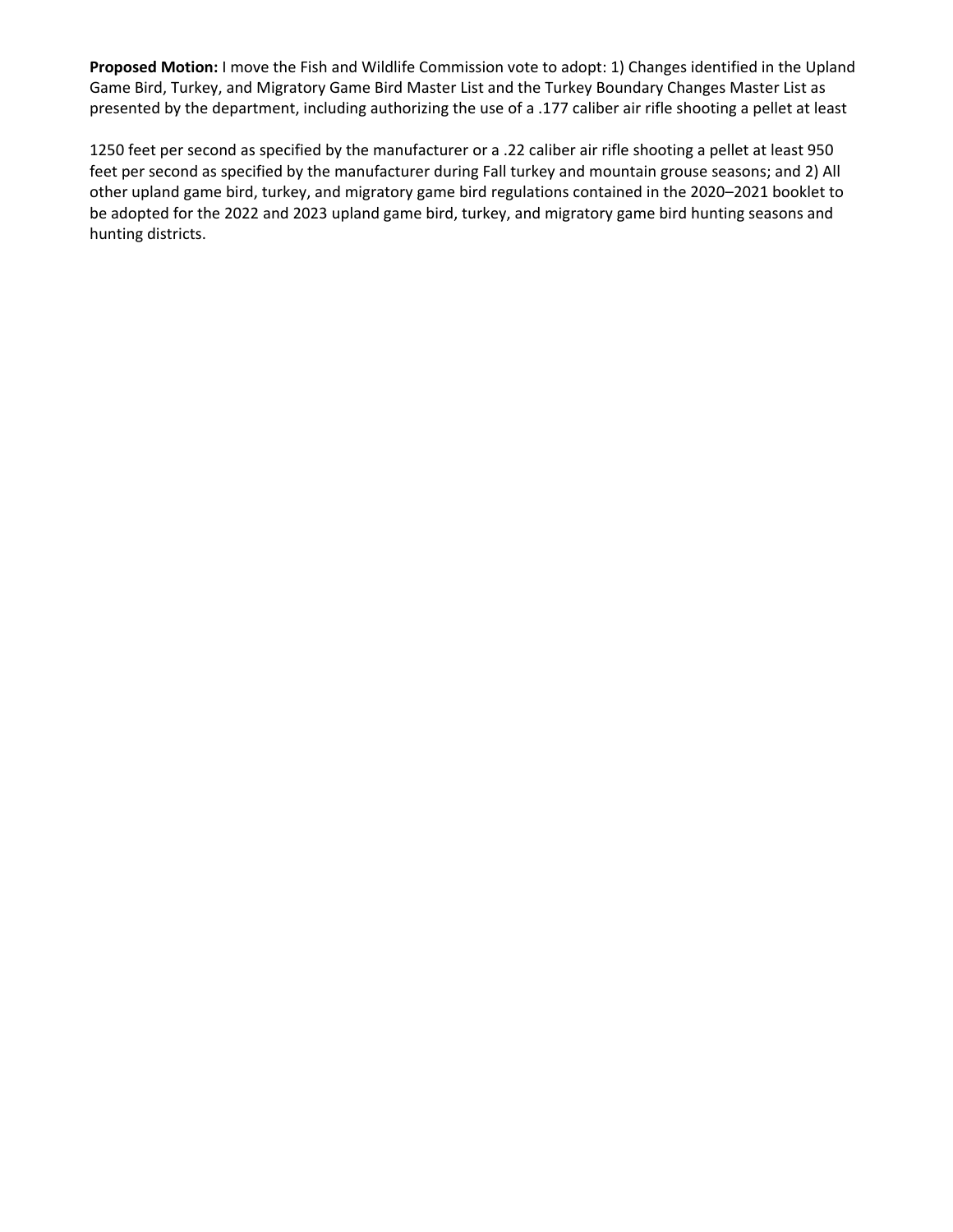**Proposed Motion:** I move the Fish and Wildlife Commission vote to adopt: 1) Changes identified in the Upland Game Bird, Turkey, and Migratory Game Bird Master List and the Turkey Boundary Changes Master List as presented by the department, including authorizing the use of a .177 caliber air rifle shooting a pellet at least 1250 feet per second as specified by the manufacturer or a .22 caliber air rifle shooting a pellet at least 950 feet per second as specified by the manufacturer during Fall turkey and mountain grouse seasons; and 2) All other upland game bird, turkey, and migratory game bird regulations contained in the 2020–2021 booklet to be adopted for the 2022 and 2023 upland game bird, turkey, and migratory game bird hunting seasons and hunting districts.